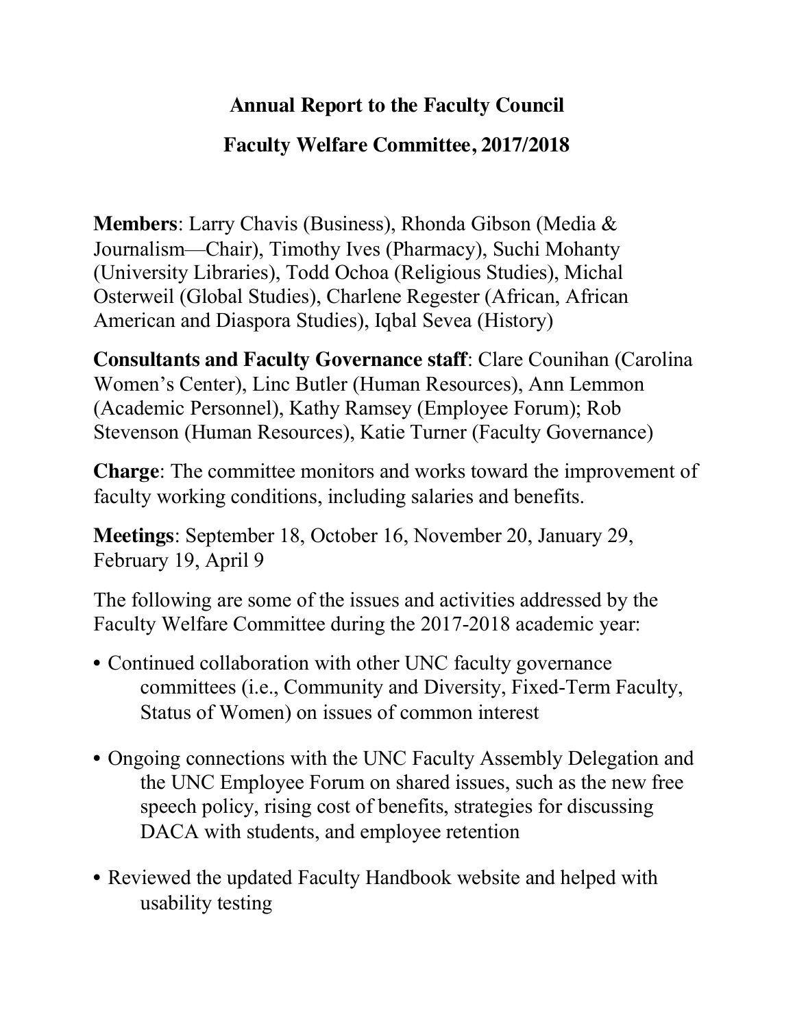# Annual Report to the Faculty Council

## Faculty Welfare Committee, 2017/2018

**Members**: Larry Chavis (Business), Rhonda Gibson (Media & Journalism—Chair), Timothy Ives (Pharmacy), Suchi Mohanty (University Libraries), Todd Ochoa (Religious Studies), Michal Osterweil (Global Studies), Charlene Regester (African, African American and Diaspora Studies), Iqbal Sevea (History)

**Consultants and Faculty Governance staff**: Clare Counihan (Carolina Women's Center), Linc Butler (Human Resources), Ann Lemmon (Academic Personnel), Kathy Ramsey (Employee Forum); Rob Stevenson (Human Resources), Katie Turner (Faculty Governance)

**Charge**: The committee monitors and works toward the improvement of faculty working conditions, including salaries and benefits.

**Meetings**: September 18, October 16, November 20, January 29, February 19, April 9

The following are some of the issues and activities addressed by the Faculty Welfare Committee during the 2017-2018 academic year:

- Continued collaboration with other UNC faculty governance committees (i.e., Community and Diversity, Fixed-Term Faculty, Status of Women) on issues of common interest
- Ongoing connections with the UNC Faculty Assembly Delegation and the UNC Employee Forum on shared issues, such as the new free speech policy, rising cost of benefits, strategies for discussing DACA with students, and employee retention
- Reviewed the updated Faculty Handbook website and helped with usability testing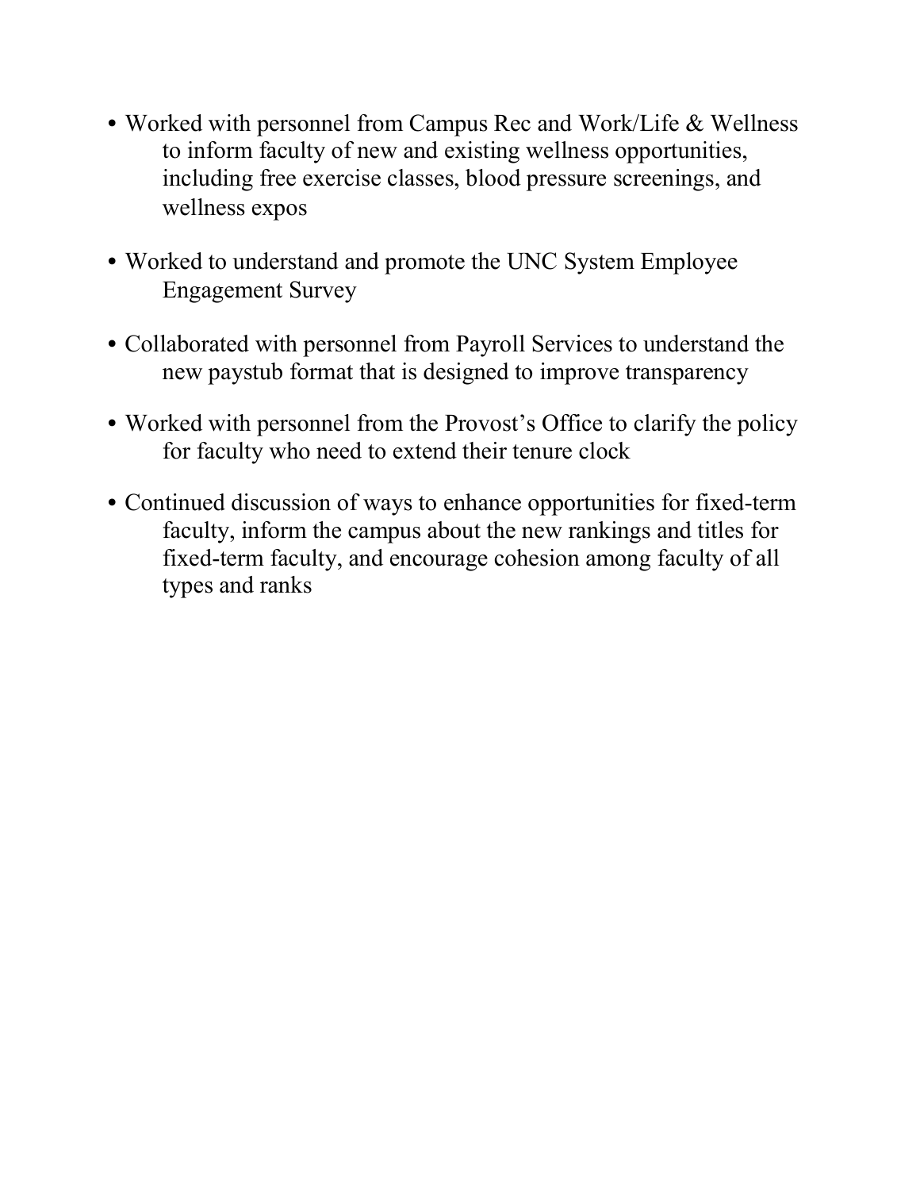- Worked with personnel from Campus Rec and Work/Life & Wellness to inform faculty of new and existing wellness opportunities, including free exercise classes, blood pressure screenings, and wellness expos

- Worked to understand and promote the UNC System Employee Engagement Survey

- Collaborated with personnel from Payroll Services to understand the new paystub format that is designed to improve transparency

- Worked with personnel from the Provost's Office to clarify the policy for faculty who need to extend their tenure clock

- Continued discussion of ways to enhance opportunities for fixed-term faculty, inform the campus about the new rankings and titles for fixed-term faculty, and encourage cohesion among faculty of all types and ranks